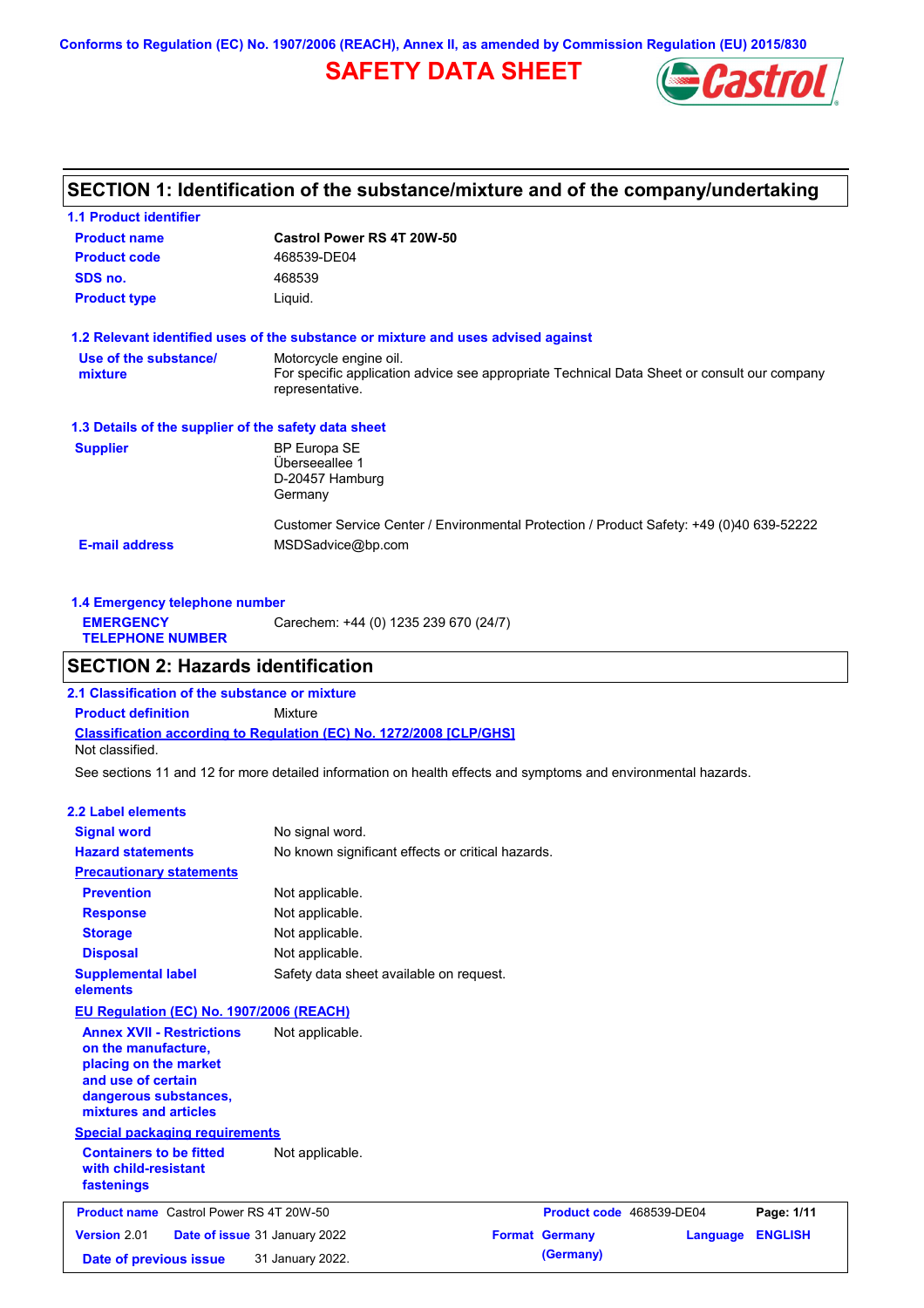Conforms to Regulation (EC) No. 1907/2006 (REACH), Annex II, as amended by Commission Regulation (EU) 2015/830

# SAFETY DATA SHEET

## SECTION 1: Identification of the substance/mixture and of the company/undertaking

### 1.1 Product identifier

| | |
|---|---|
| **Product name** | **Castrol Power RS 4T 20W-50** |
| **Product code** | 468539-DE04 |
| **SDS no.** | 468539 |
| **Product type** | Liquid. |

### 1.2 Relevant identified uses of the substance or mixture and uses advised against

**Use of the substance/ mixture**: Motorcycle engine oil.
For specific application advice see appropriate Technical Data Sheet or consult our company representative.

### 1.3 Details of the supplier of the safety data sheet

**Supplier**
BP Europa SE
Überseeallee 1
D-20457 Hamburg
Germany

Customer Service Center / Environmental Protection / Product Safety: +49 (0)40 639-52222

**E-mail address**: MSDSadvice@bp.com

### 1.4 Emergency telephone number

**EMERGENCY TELEPHONE NUMBER**: Carechem: +44 (0) 1235 239 670 (24/7)

## SECTION 2: Hazards identification

### 2.1 Classification of the substance or mixture

**Product definition**: Mixture

**Classification according to Regulation (EC) No. 1272/2008 [CLP/GHS]**
Not classified.

See sections 11 and 12 for more detailed information on health effects and symptoms and environmental hazards.

### 2.2 Label elements

| | |
|---|---|
| **Signal word** | No signal word. |
| **Hazard statements** | No known significant effects or critical hazards. |

**Precautionary statements**

| | |
|---|---|
| **Prevention** | Not applicable. |
| **Response** | Not applicable. |
| **Storage** | Not applicable. |
| **Disposal** | Not applicable. |
| **Supplemental label elements** | Safety data sheet available on request. |

**EU Regulation (EC) No. 1907/2006 (REACH)**

| | |
|---|---|
| **Annex XVII - Restrictions on the manufacture, placing on the market and use of certain dangerous substances, mixtures and articles** | Not applicable. |

**Special packaging requirements**

| | |
|---|---|
| **Containers to be fitted with child-resistant fastenings** | Not applicable. |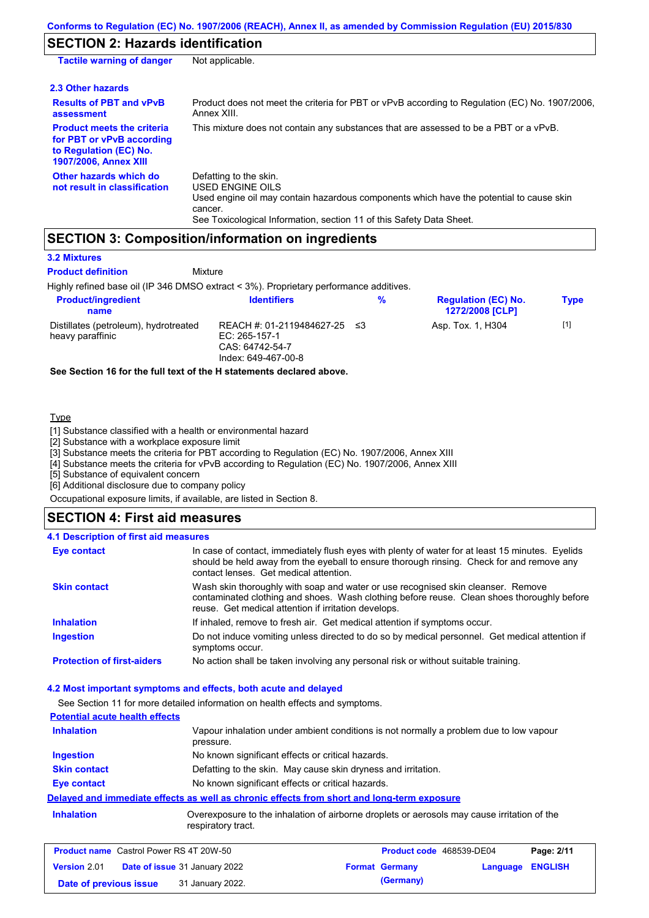## SECTION 2: Hazards identification

**Tactile warning of danger** Not applicable.

### 2.3 Other hazards

**Results of PBT and vPvB assessment**: Product does not meet the criteria for PBT or vPvB according to Regulation (EC) No. 1907/2006, Annex XIII.

**Product meets the criteria for PBT or vPvB according to Regulation (EC) No. 1907/2006, Annex XIII**: This mixture does not contain any substances that are assessed to be a PBT or a vPvB.

**Other hazards which do not result in classification**: Defatting to the skin.
USED ENGINE OILS
Used engine oil may contain hazardous components which have the potential to cause skin cancer.
See Toxicological Information, section 11 of this Safety Data Sheet.

## SECTION 3: Composition/information on ingredients

### 3.2 Mixtures

**Product definition** Mixture

Highly refined base oil (IP 346 DMSO extract < 3%). Proprietary performance additives.

| Product/ingredient name | Identifiers | % | Regulation (EC) No. 1272/2008 [CLP] | Type |
|---|---|---|---|---|
| Distillates (petroleum), hydrotreated heavy paraffinic | REACH #: 01-2119484627-25<br>EC: 265-157-1<br>CAS: 64742-54-7<br>Index: 649-467-00-8 | ≤3 | Asp. Tox. 1, H304 | [1] |

**See Section 16 for the full text of the H statements declared above.**

Type

[1] Substance classified with a health or environmental hazard
[2] Substance with a workplace exposure limit
[3] Substance meets the criteria for PBT according to Regulation (EC) No. 1907/2006, Annex XIII
[4] Substance meets the criteria for vPvB according to Regulation (EC) No. 1907/2006, Annex XIII
[5] Substance of equivalent concern
[6] Additional disclosure due to company policy

Occupational exposure limits, if available, are listed in Section 8.

## SECTION 4: First aid measures

### 4.1 Description of first aid measures

**Eye contact**: In case of contact, immediately flush eyes with plenty of water for at least 15 minutes. Eyelids should be held away from the eyeball to ensure thorough rinsing. Check for and remove any contact lenses. Get medical attention.

**Skin contact**: Wash skin thoroughly with soap and water or use recognised skin cleanser. Remove contaminated clothing and shoes. Wash clothing before reuse. Clean shoes thoroughly before reuse. Get medical attention if irritation develops.

**Inhalation**: If inhaled, remove to fresh air. Get medical attention if symptoms occur.

**Ingestion**: Do not induce vomiting unless directed to do so by medical personnel. Get medical attention if symptoms occur.

**Protection of first-aiders**: No action shall be taken involving any personal risk or without suitable training.

### 4.2 Most important symptoms and effects, both acute and delayed

See Section 11 for more detailed information on health effects and symptoms.

**Potential acute health effects**

**Inhalation**: Vapour inhalation under ambient conditions is not normally a problem due to low vapour pressure.

**Ingestion**: No known significant effects or critical hazards.

**Skin contact**: Defatting to the skin. May cause skin dryness and irritation.

**Eye contact**: No known significant effects or critical hazards.

**Delayed and immediate effects as well as chronic effects from short and long-term exposure**

**Inhalation**: Overexposure to the inhalation of airborne droplets or aerosols may cause irritation of the respiratory tract.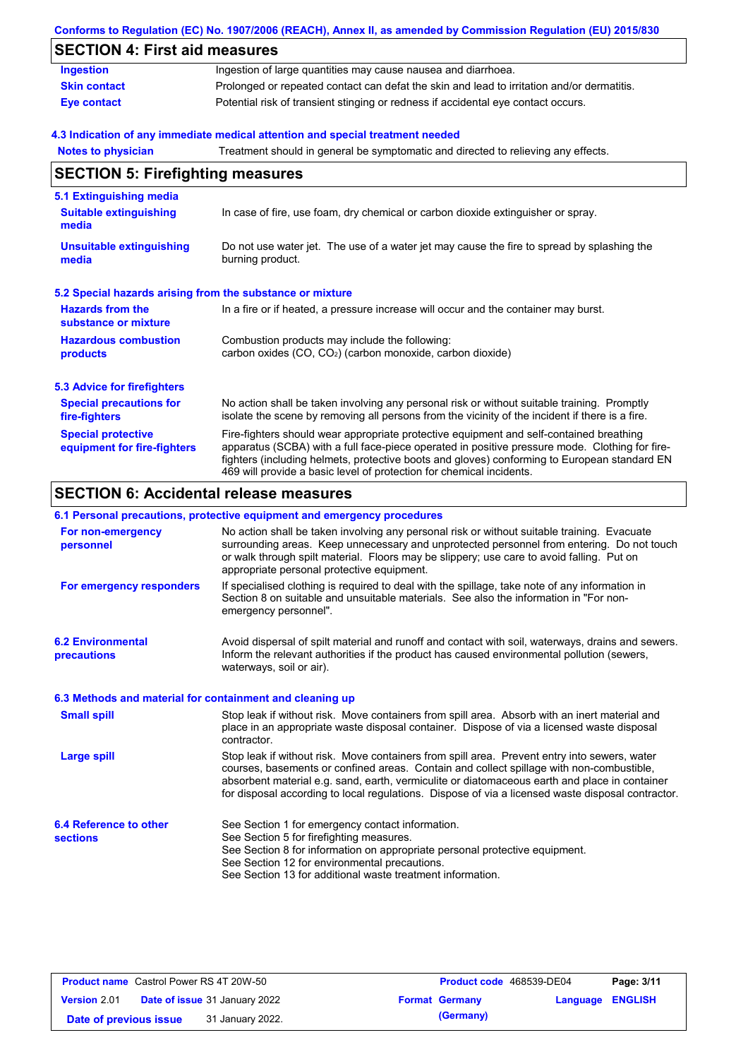## SECTION 4: First aid measures

| | |
|---|---|
| **Ingestion** | Ingestion of large quantities may cause nausea and diarrhoea. |
| **Skin contact** | Prolonged or repeated contact can defat the skin and lead to irritation and/or dermatitis. |
| **Eye contact** | Potential risk of transient stinging or redness if accidental eye contact occurs. |

### 4.3 Indication of any immediate medical attention and special treatment needed

| | |
|---|---|
| **Notes to physician** | Treatment should in general be symptomatic and directed to relieving any effects. |

## SECTION 5: Firefighting measures

### 5.1 Extinguishing media

| | |
|---|---|
| **Suitable extinguishing media** | In case of fire, use foam, dry chemical or carbon dioxide extinguisher or spray. |
| **Unsuitable extinguishing media** | Do not use water jet. The use of a water jet may cause the fire to spread by splashing the burning product. |

### 5.2 Special hazards arising from the substance or mixture

| | |
|---|---|
| **Hazards from the substance or mixture** | In a fire or if heated, a pressure increase will occur and the container may burst. |
| **Hazardous combustion products** | Combustion products may include the following: carbon oxides (CO, $CO_2$) (carbon monoxide, carbon dioxide) |

### 5.3 Advice for firefighters

| | |
|---|---|
| **Special precautions for fire-fighters** | No action shall be taken involving any personal risk or without suitable training. Promptly isolate the scene by removing all persons from the vicinity of the incident if there is a fire. |
| **Special protective equipment for fire-fighters** | Fire-fighters should wear appropriate protective equipment and self-contained breathing apparatus (SCBA) with a full face-piece operated in positive pressure mode. Clothing for fire-fighters (including helmets, protective boots and gloves) conforming to European standard EN 469 will provide a basic level of protection for chemical incidents. |

## SECTION 6: Accidental release measures

### 6.1 Personal precautions, protective equipment and emergency procedures

| | |
|---|---|
| **For non-emergency personnel** | No action shall be taken involving any personal risk or without suitable training. Evacuate surrounding areas. Keep unnecessary and unprotected personnel from entering. Do not touch or walk through spilt material. Floors may be slippery; use care to avoid falling. Put on appropriate personal protective equipment. |
| **For emergency responders** | If specialised clothing is required to deal with the spillage, take note of any information in Section 8 on suitable and unsuitable materials. See also the information in "For non-emergency personnel". |

| | |
|---|---|
| **6.2 Environmental precautions** | Avoid dispersal of spilt material and runoff and contact with soil, waterways, drains and sewers. Inform the relevant authorities if the product has caused environmental pollution (sewers, waterways, soil or air). |

### 6.3 Methods and material for containment and cleaning up

| | |
|---|---|
| **Small spill** | Stop leak if without risk. Move containers from spill area. Absorb with an inert material and place in an appropriate waste disposal container. Dispose of via a licensed waste disposal contractor. |
| **Large spill** | Stop leak if without risk. Move containers from spill area. Prevent entry into sewers, water courses, basements or confined areas. Contain and collect spillage with non-combustible, absorbent material e.g. sand, earth, vermiculite or diatomaceous earth and place in container for disposal according to local regulations. Dispose of via a licensed waste disposal contractor. |

| | |
|---|---|
| **6.4 Reference to other sections** | See Section 1 for emergency contact information.<br>See Section 5 for firefighting measures.<br>See Section 8 for information on appropriate personal protective equipment.<br>See Section 12 for environmental precautions.<br>See Section 13 for additional waste treatment information. |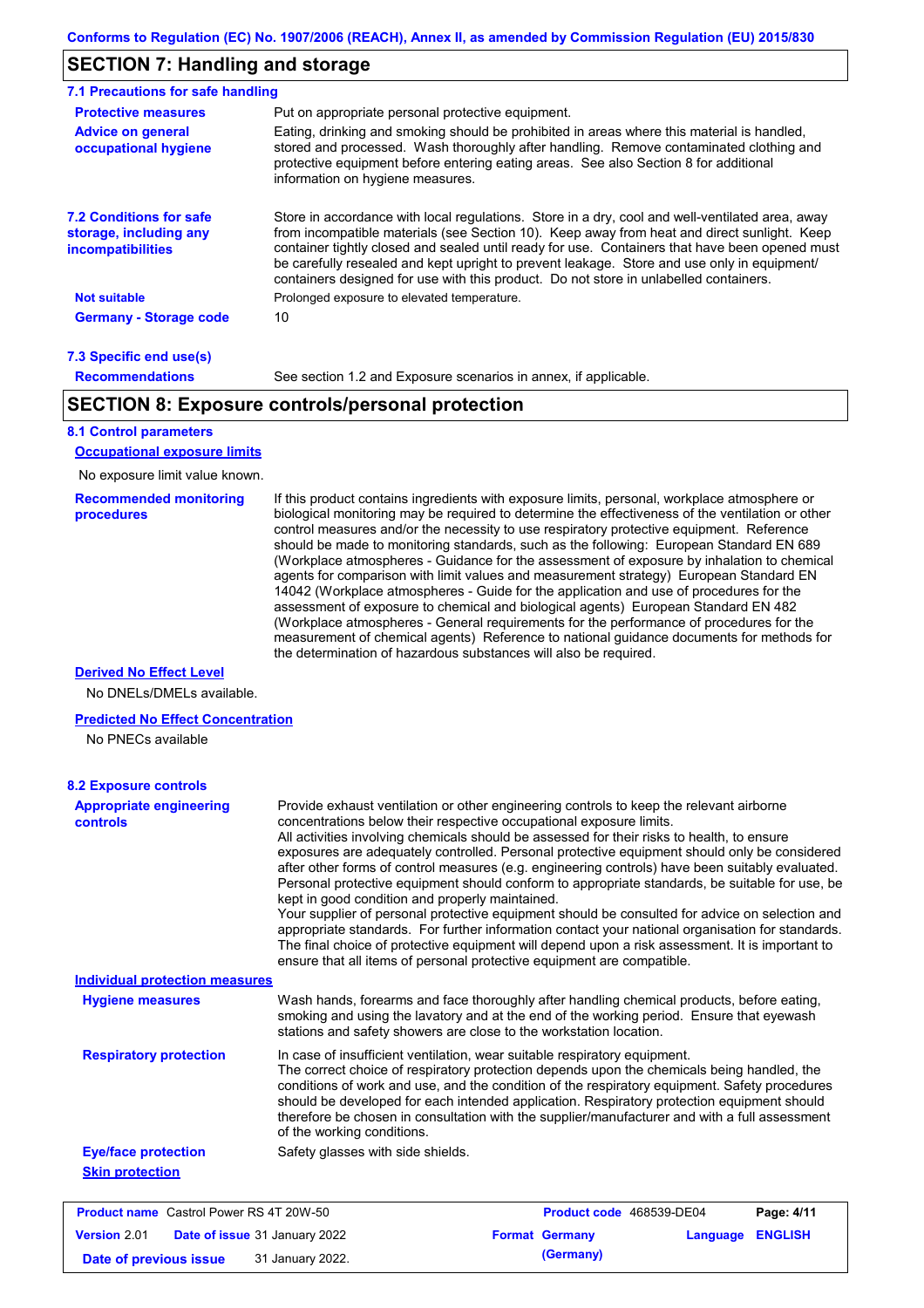## SECTION 7: Handling and storage

### 7.1 Precautions for safe handling

**Protective measures**
Put on appropriate personal protective equipment.

**Advice on general occupational hygiene**
Eating, drinking and smoking should be prohibited in areas where this material is handled, stored and processed. Wash thoroughly after handling. Remove contaminated clothing and protective equipment before entering eating areas. See also Section 8 for additional information on hygiene measures.

### 7.2 Conditions for safe storage, including any incompatibilities

Store in accordance with local regulations. Store in a dry, cool and well-ventilated area, away from incompatible materials (see Section 10). Keep away from heat and direct sunlight. Keep container tightly closed and sealed until ready for use. Containers that have been opened must be carefully resealed and kept upright to prevent leakage. Store and use only in equipment/ containers designed for use with this product. Do not store in unlabelled containers.

**Not suitable**
Prolonged exposure to elevated temperature.

**Germany - Storage code**
10

### 7.3 Specific end use(s)

**Recommendations**
See section 1.2 and Exposure scenarios in annex, if applicable.

## SECTION 8: Exposure controls/personal protection

### 8.1 Control parameters

**Occupational exposure limits**

No exposure limit value known.

**Recommended monitoring procedures**
If this product contains ingredients with exposure limits, personal, workplace atmosphere or biological monitoring may be required to determine the effectiveness of the ventilation or other control measures and/or the necessity to use respiratory protective equipment. Reference should be made to monitoring standards, such as the following: European Standard EN 689 (Workplace atmospheres - Guidance for the assessment of exposure by inhalation to chemical agents for comparison with limit values and measurement strategy) European Standard EN 14042 (Workplace atmospheres - Guide for the application and use of procedures for the assessment of exposure to chemical and biological agents) European Standard EN 482 (Workplace atmospheres - General requirements for the performance of procedures for the measurement of chemical agents) Reference to national guidance documents for methods for the determination of hazardous substances will also be required.

**Derived No Effect Level**

No DNELs/DMELs available.

**Predicted No Effect Concentration**

No PNECs available

### 8.2 Exposure controls

**Appropriate engineering controls**
Provide exhaust ventilation or other engineering controls to keep the relevant airborne concentrations below their respective occupational exposure limits.
All activities involving chemicals should be assessed for their risks to health, to ensure exposures are adequately controlled. Personal protective equipment should only be considered after other forms of control measures (e.g. engineering controls) have been suitably evaluated. Personal protective equipment should conform to appropriate standards, be suitable for use, be kept in good condition and properly maintained.
Your supplier of personal protective equipment should be consulted for advice on selection and appropriate standards. For further information contact your national organisation for standards.
The final choice of protective equipment will depend upon a risk assessment. It is important to ensure that all items of personal protective equipment are compatible.

**Individual protection measures**

**Hygiene measures**
Wash hands, forearms and face thoroughly after handling chemical products, before eating, smoking and using the lavatory and at the end of the working period. Ensure that eyewash stations and safety showers are close to the workstation location.

**Respiratory protection**
In case of insufficient ventilation, wear suitable respiratory equipment.
The correct choice of respiratory protection depends upon the chemicals being handled, the conditions of work and use, and the condition of the respiratory equipment. Safety procedures should be developed for each intended application. Respiratory protection equipment should therefore be chosen in consultation with the supplier/manufacturer and with a full assessment of the working conditions.

**Eye/face protection**
Safety glasses with side shields.

**Skin protection**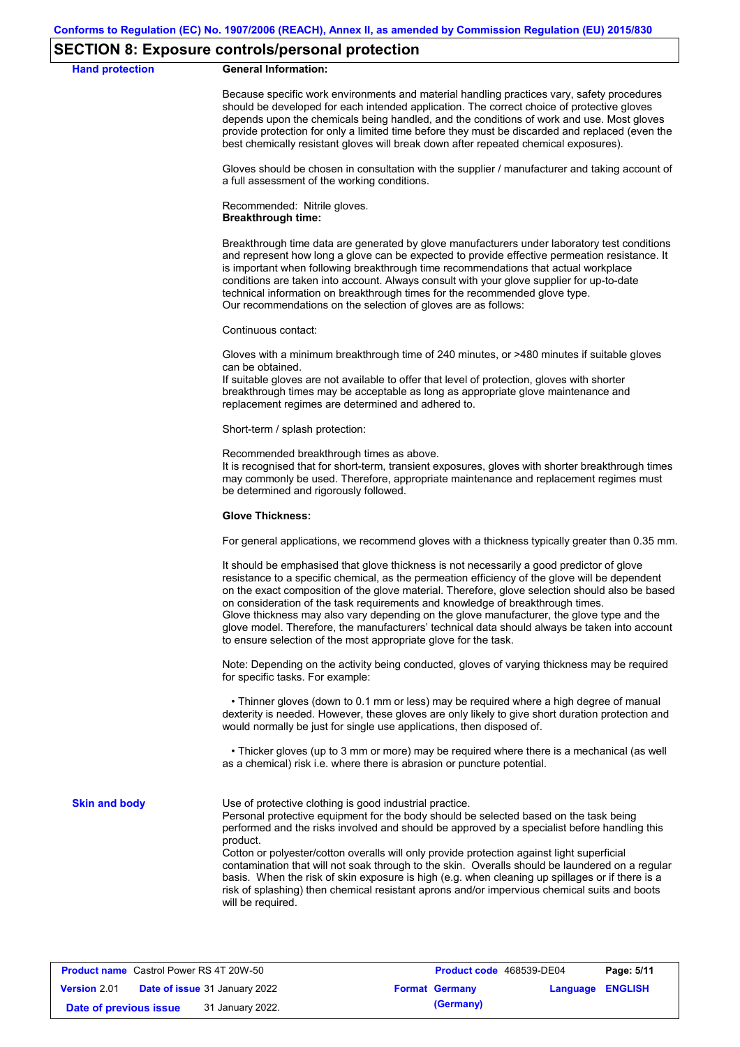## SECTION 8: Exposure controls/personal protection

**Hand protection**

**General Information:**

Because specific work environments and material handling practices vary, safety procedures should be developed for each intended application. The correct choice of protective gloves depends upon the chemicals being handled, and the conditions of work and use. Most gloves provide protection for only a limited time before they must be discarded and replaced (even the best chemically resistant gloves will break down after repeated chemical exposures).

Gloves should be chosen in consultation with the supplier / manufacturer and taking account of a full assessment of the working conditions.

Recommended: Nitrile gloves.

**Breakthrough time:**

Breakthrough time data are generated by glove manufacturers under laboratory test conditions and represent how long a glove can be expected to provide effective permeation resistance. It is important when following breakthrough time recommendations that actual workplace conditions are taken into account. Always consult with your glove supplier for up-to-date technical information on breakthrough times for the recommended glove type.
Our recommendations on the selection of gloves are as follows:

Continuous contact:

Gloves with a minimum breakthrough time of 240 minutes, or >480 minutes if suitable gloves can be obtained.
If suitable gloves are not available to offer that level of protection, gloves with shorter breakthrough times may be acceptable as long as appropriate glove maintenance and replacement regimes are determined and adhered to.

Short-term / splash protection:

Recommended breakthrough times as above.
It is recognised that for short-term, transient exposures, gloves with shorter breakthrough times may commonly be used. Therefore, appropriate maintenance and replacement regimes must be determined and rigorously followed.

**Glove Thickness:**

For general applications, we recommend gloves with a thickness typically greater than 0.35 mm.

It should be emphasised that glove thickness is not necessarily a good predictor of glove resistance to a specific chemical, as the permeation efficiency of the glove will be dependent on the exact composition of the glove material. Therefore, glove selection should also be based on consideration of the task requirements and knowledge of breakthrough times.
Glove thickness may also vary depending on the glove manufacturer, the glove type and the glove model. Therefore, the manufacturers' technical data should always be taken into account to ensure selection of the most appropriate glove for the task.

Note: Depending on the activity being conducted, gloves of varying thickness may be required for specific tasks. For example:

- Thinner gloves (down to 0.1 mm or less) may be required where a high degree of manual dexterity is needed. However, these gloves are only likely to give short duration protection and would normally be just for single use applications, then disposed of.

- Thicker gloves (up to 3 mm or more) may be required where there is a mechanical (as well as a chemical) risk i.e. where there is abrasion or puncture potential.

**Skin and body**

Use of protective clothing is good industrial practice.
Personal protective equipment for the body should be selected based on the task being performed and the risks involved and should be approved by a specialist before handling this product.
Cotton or polyester/cotton overalls will only provide protection against light superficial contamination that will not soak through to the skin. Overalls should be laundered on a regular basis. When the risk of skin exposure is high (e.g. when cleaning up spillages or if there is a risk of splashing) then chemical resistant aprons and/or impervious chemical suits and boots will be required.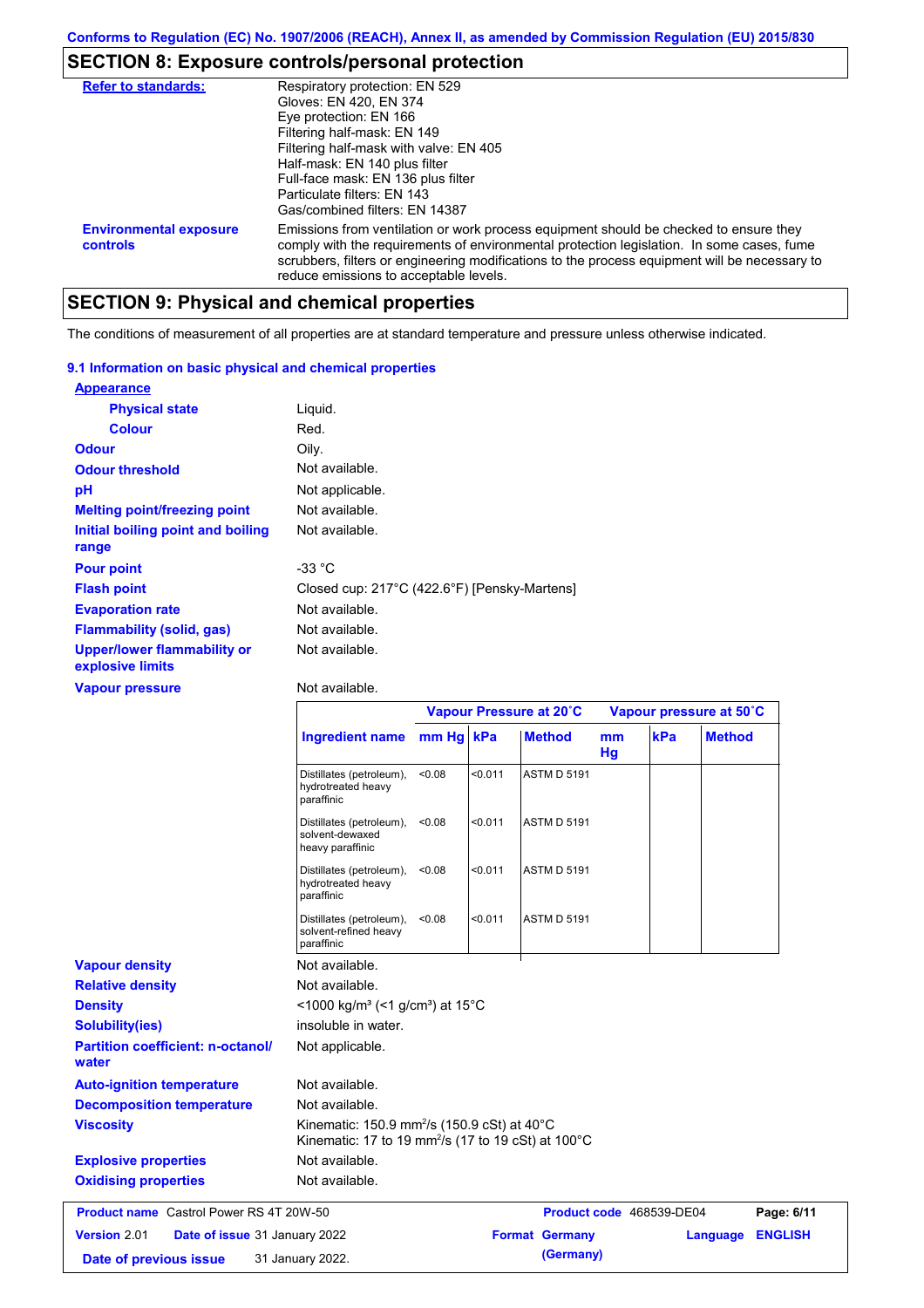Conforms to Regulation (EC) No. 1907/2006 (REACH), Annex II, as amended by Commission Regulation (EU) 2015/830

## SECTION 8: Exposure controls/personal protection

**Refer to standards:**
Respiratory protection: EN 529
Gloves: EN 420, EN 374
Eye protection: EN 166
Filtering half-mask: EN 149
Filtering half-mask with valve: EN 405
Half-mask: EN 140 plus filter
Full-face mask: EN 136 plus filter
Particulate filters: EN 143
Gas/combined filters: EN 14387

**Environmental exposure controls:** Emissions from ventilation or work process equipment should be checked to ensure they comply with the requirements of environmental protection legislation. In some cases, fume scrubbers, filters or engineering modifications to the process equipment will be necessary to reduce emissions to acceptable levels.

## SECTION 9: Physical and chemical properties

The conditions of measurement of all properties are at standard temperature and pressure unless otherwise indicated.

### 9.1 Information on basic physical and chemical properties

**Appearance**

- **Physical state**: Liquid.
- **Colour**: Red.

**Odour**: Oily.

**Odour threshold**: Not available.

**pH**: Not applicable.

**Melting point/freezing point**: Not available.

**Initial boiling point and boiling range**: Not available.

**Pour point**: -33 °C

**Flash point**: Closed cup: 217°C (422.6°F) [Pensky-Martens]

**Evaporation rate**: Not available.

**Flammability (solid, gas)**: Not available.

**Upper/lower flammability or explosive limits**: Not available.

**Vapour pressure**: Not available.

| | Vapour Pressure at 20˚C | | | Vapour pressure at 50˚C | | |
|---|---|---|---|---|---|---|
| Ingredient name | mm Hg | kPa | Method | mm Hg | kPa | Method |
| Distillates (petroleum), hydrotreated heavy paraffinic | <0.08 | <0.011 | ASTM D 5191 | | | |
| Distillates (petroleum), solvent-dewaxed heavy paraffinic | <0.08 | <0.011 | ASTM D 5191 | | | |
| Distillates (petroleum), hydrotreated heavy paraffinic | <0.08 | <0.011 | ASTM D 5191 | | | |
| Distillates (petroleum), solvent-refined heavy paraffinic | <0.08 | <0.011 | ASTM D 5191 | | | |

**Vapour density**: Not available.

**Relative density**: Not available.

**Density**: <1000 kg/m³ (<1 g/cm³) at 15°C

**Solubility(ies)**: insoluble in water.

**Partition coefficient: n-octanol/water**: Not applicable.

**Auto-ignition temperature**: Not available.

**Decomposition temperature**: Not available.

**Viscosity**: Kinematic: 150.9 mm²/s (150.9 cSt) at 40°C
Kinematic: 17 to 19 mm²/s (17 to 19 cSt) at 100°C

**Explosive properties**: Not available.

**Oxidising properties**: Not available.

| Product name | Castrol Power RS 4T 20W-50 | Product code | 468539-DE04 |
|---|---|---|---|
| Version 2.01 | Date of issue 31 January 2022 | Format Germany (Germany) | Language ENGLISH |
| Date of previous issue | 31 January 2022. | | |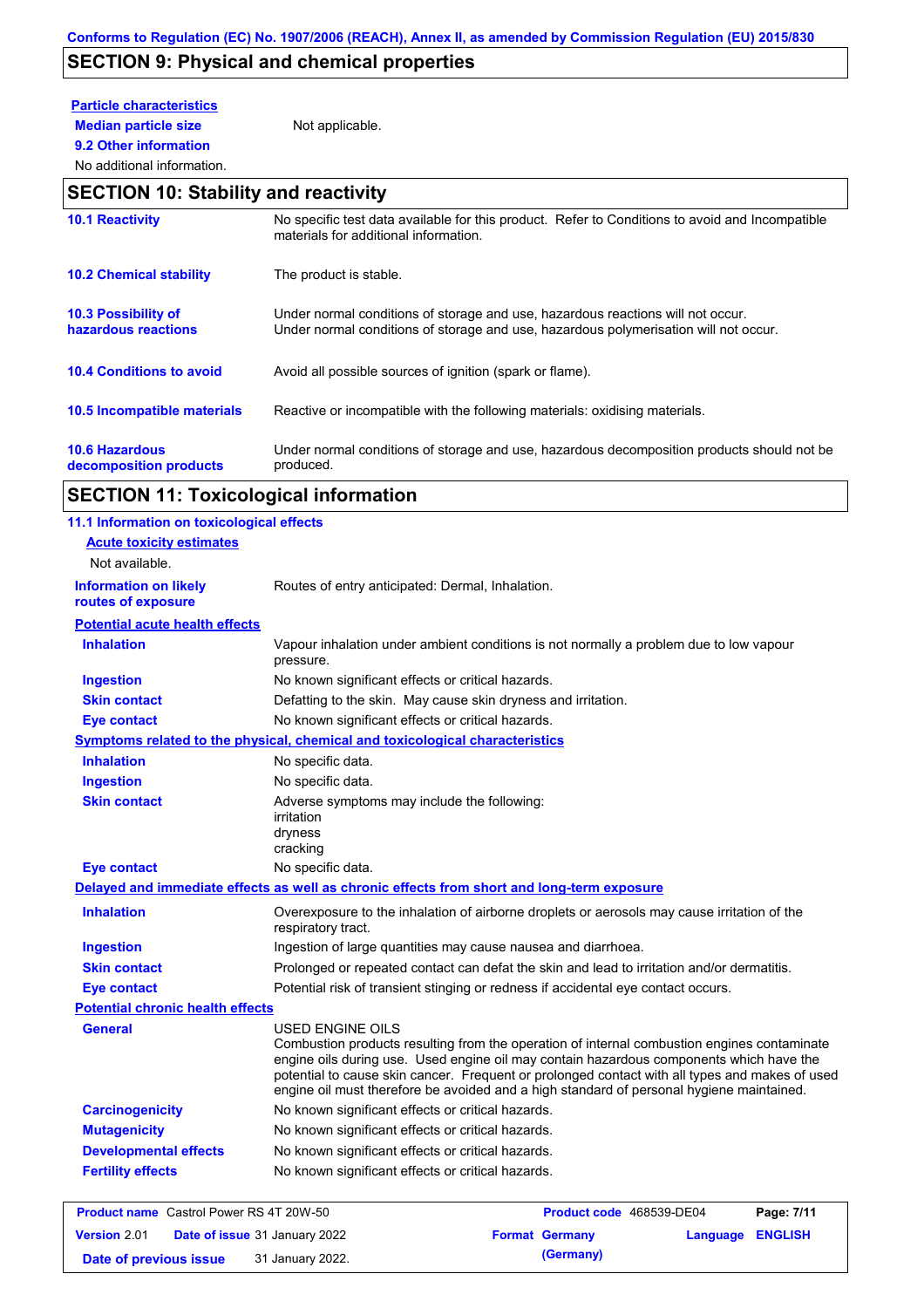## SECTION 9: Physical and chemical properties

**Particle characteristics**

| | |
|---|---|
| **Median particle size** | Not applicable. |

**9.2 Other information**

No additional information.

## SECTION 10: Stability and reactivity

| | |
|---|---|
| **10.1 Reactivity** | No specific test data available for this product. Refer to Conditions to avoid and Incompatible materials for additional information. |
| **10.2 Chemical stability** | The product is stable. |
| **10.3 Possibility of hazardous reactions** | Under normal conditions of storage and use, hazardous reactions will not occur. Under normal conditions of storage and use, hazardous polymerisation will not occur. |
| **10.4 Conditions to avoid** | Avoid all possible sources of ignition (spark or flame). |
| **10.5 Incompatible materials** | Reactive or incompatible with the following materials: oxidising materials. |
| **10.6 Hazardous decomposition products** | Under normal conditions of storage and use, hazardous decomposition products should not be produced. |

## SECTION 11: Toxicological information

**11.1 Information on toxicological effects**

**Acute toxicity estimates**

Not available.

| | |
|---|---|
| **Information on likely routes of exposure** | Routes of entry anticipated: Dermal, Inhalation. |

**Potential acute health effects**

| | |
|---|---|
| **Inhalation** | Vapour inhalation under ambient conditions is not normally a problem due to low vapour pressure. |
| **Ingestion** | No known significant effects or critical hazards. |
| **Skin contact** | Defatting to the skin. May cause skin dryness and irritation. |
| **Eye contact** | No known significant effects or critical hazards. |

**Symptoms related to the physical, chemical and toxicological characteristics**

| | |
|---|---|
| **Inhalation** | No specific data. |
| **Ingestion** | No specific data. |
| **Skin contact** | Adverse symptoms may include the following:<br>irritation<br>dryness<br>cracking |
| **Eye contact** | No specific data. |

**Delayed and immediate effects as well as chronic effects from short and long-term exposure**

| | |
|---|---|
| **Inhalation** | Overexposure to the inhalation of airborne droplets or aerosols may cause irritation of the respiratory tract. |
| **Ingestion** | Ingestion of large quantities may cause nausea and diarrhoea. |
| **Skin contact** | Prolonged or repeated contact can defat the skin and lead to irritation and/or dermatitis. |
| **Eye contact** | Potential risk of transient stinging or redness if accidental eye contact occurs. |

**Potential chronic health effects**

| | |
|---|---|
| **General** | USED ENGINE OILS<br>Combustion products resulting from the operation of internal combustion engines contaminate engine oils during use. Used engine oil may contain hazardous components which have the potential to cause skin cancer. Frequent or prolonged contact with all types and makes of used engine oil must therefore be avoided and a high standard of personal hygiene maintained. |
| **Carcinogenicity** | No known significant effects or critical hazards. |
| **Mutagenicity** | No known significant effects or critical hazards. |
| **Developmental effects** | No known significant effects or critical hazards. |
| **Fertility effects** | No known significant effects or critical hazards. |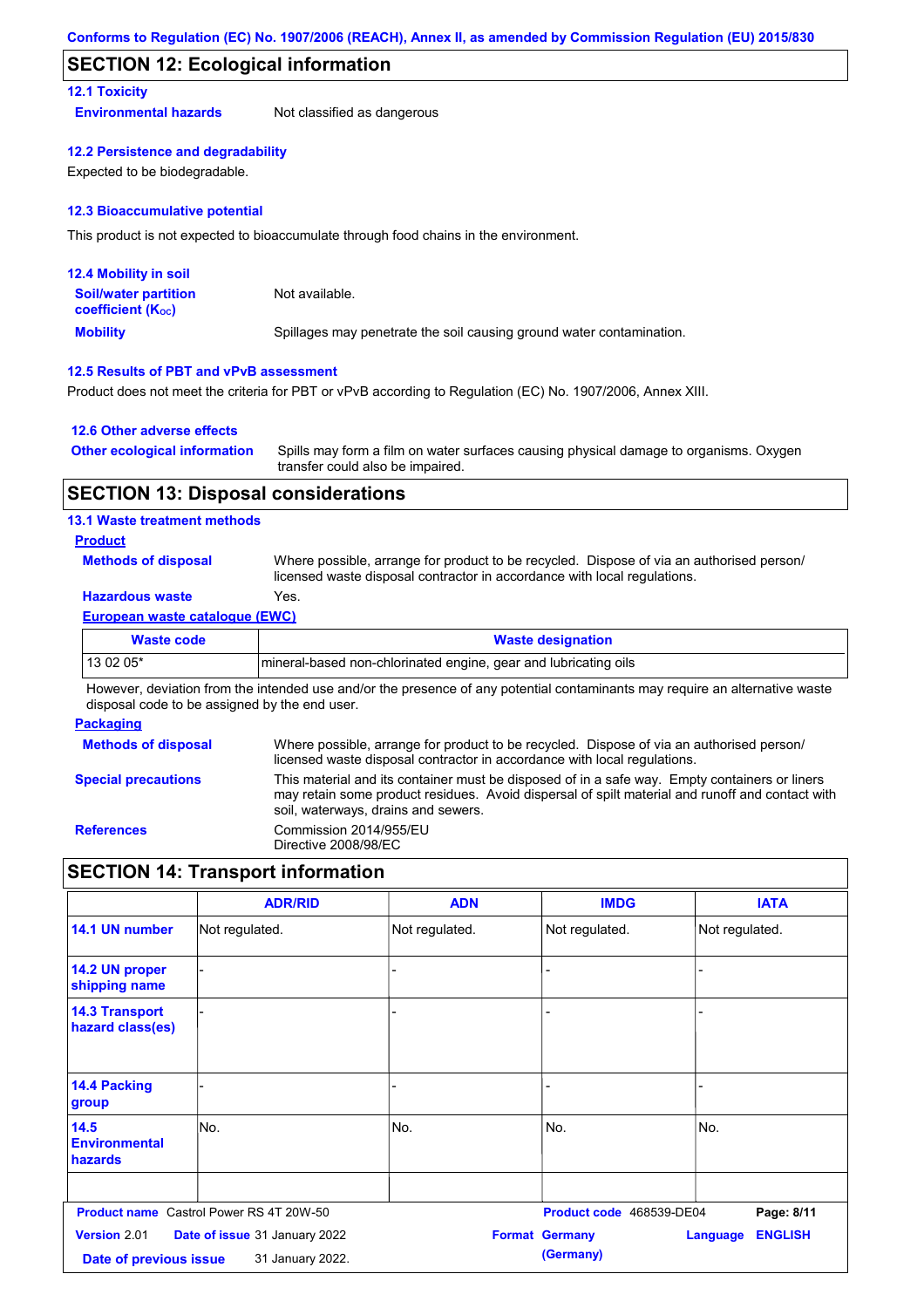## SECTION 12: Ecological information

### 12.1 Toxicity

**Environmental hazards** Not classified as dangerous

### 12.2 Persistence and degradability

Expected to be biodegradable.

### 12.3 Bioaccumulative potential

This product is not expected to bioaccumulate through food chains in the environment.

### 12.4 Mobility in soil

**Soil/water partition coefficient ($K_{OC}$)** Not available.

**Mobility** Spillages may penetrate the soil causing ground water contamination.

### 12.5 Results of PBT and vPvB assessment

Product does not meet the criteria for PBT or vPvB according to Regulation (EC) No. 1907/2006, Annex XIII.

### 12.6 Other adverse effects

**Other ecological information** Spills may form a film on water surfaces causing physical damage to organisms. Oxygen transfer could also be impaired.

## SECTION 13: Disposal considerations

### 13.1 Waste treatment methods

**Product**

**Methods of disposal** Where possible, arrange for product to be recycled. Dispose of via an authorised person/ licensed waste disposal contractor in accordance with local regulations.

**Hazardous waste** Yes.

**European waste catalogue (EWC)**

| Waste code | Waste designation |
|---|---|
| 13 02 05* | mineral-based non-chlorinated engine, gear and lubricating oils |

However, deviation from the intended use and/or the presence of any potential contaminants may require an alternative waste disposal code to be assigned by the end user.

**Packaging**

**Methods of disposal** Where possible, arrange for product to be recycled. Dispose of via an authorised person/ licensed waste disposal contractor in accordance with local regulations.

**Special precautions** This material and its container must be disposed of in a safe way. Empty containers or liners may retain some product residues. Avoid dispersal of spilt material and runoff and contact with soil, waterways, drains and sewers.

**References** Commission 2014/955/EU
Directive 2008/98/EC

## SECTION 14: Transport information

| | ADR/RID | ADN | IMDG | IATA |
|---|---|---|---|---|
| 14.1 UN number | Not regulated. | Not regulated. | Not regulated. | Not regulated. |
| 14.2 UN proper shipping name | - | - | - | - |
| 14.3 Transport hazard class(es) | - | - | - | - |
| 14.4 Packing group | - | - | - | - |
| 14.5 Environmental hazards | No. | No. | No. | No. |
| | | | | |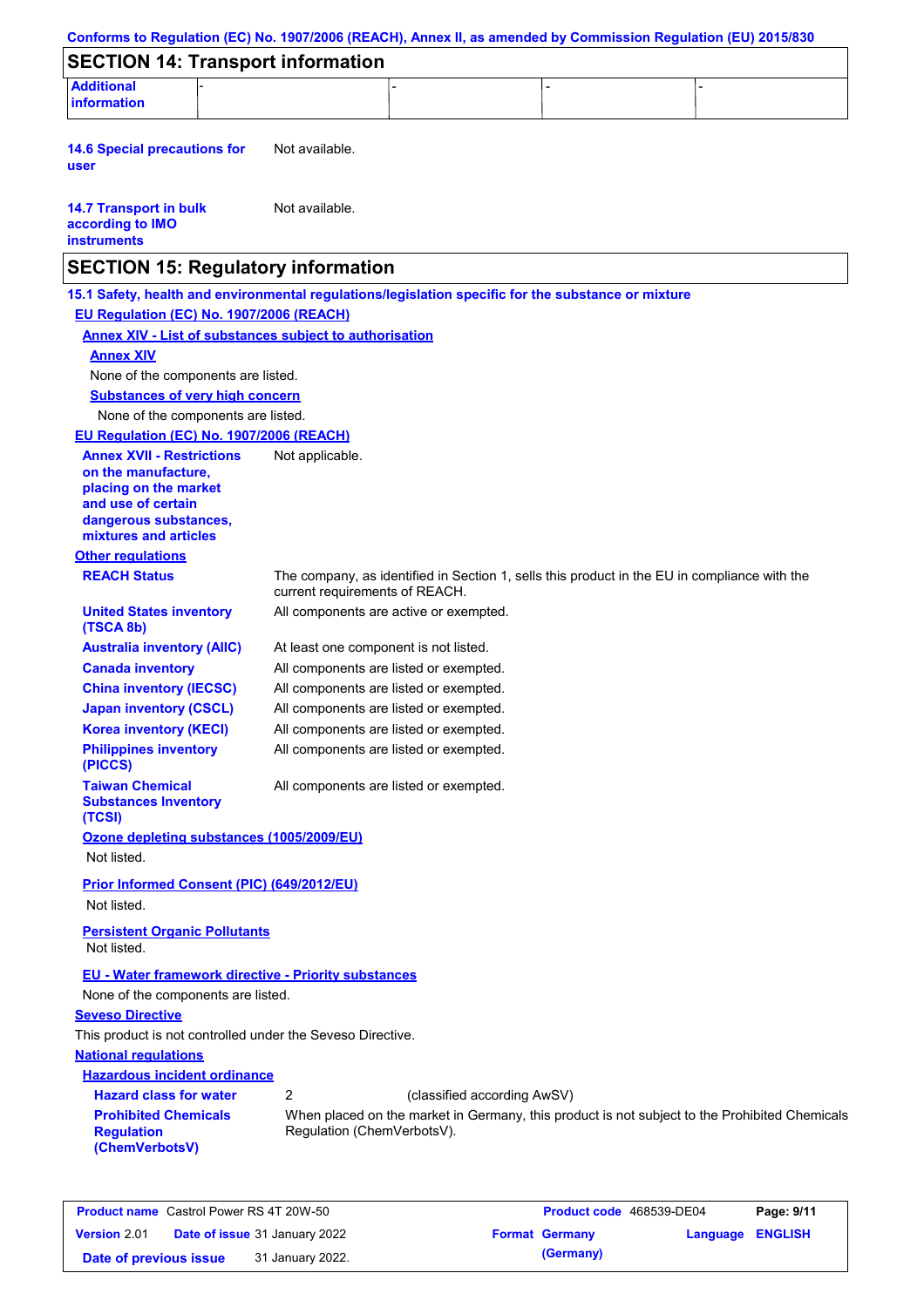## SECTION 14: Transport information

| Additional information | - | - | - | - |
|---|---|---|---|---|

**14.6 Special precautions for user**: Not available.

**14.7 Transport in bulk according to IMO instruments**: Not available.

## SECTION 15: Regulatory information

**15.1 Safety, health and environmental regulations/legislation specific for the substance or mixture**

**EU Regulation (EC) No. 1907/2006 (REACH)**

**Annex XIV - List of substances subject to authorisation**

**Annex XIV**

None of the components are listed.

**Substances of very high concern**

None of the components are listed.

**EU Regulation (EC) No. 1907/2006 (REACH)**

**Annex XVII - Restrictions on the manufacture, placing on the market and use of certain dangerous substances, mixtures and articles**: Not applicable.

**Other regulations**

| | |
|---|---|
| **REACH Status** | The company, as identified in Section 1, sells this product in the EU in compliance with the current requirements of REACH. |
| **United States inventory (TSCA 8b)** | All components are active or exempted. |
| **Australia inventory (AIIC)** | At least one component is not listed. |
| **Canada inventory** | All components are listed or exempted. |
| **China inventory (IECSC)** | All components are listed or exempted. |
| **Japan inventory (CSCL)** | All components are listed or exempted. |
| **Korea inventory (KECI)** | All components are listed or exempted. |
| **Philippines inventory (PICCS)** | All components are listed or exempted. |
| **Taiwan Chemical Substances Inventory (TCSI)** | All components are listed or exempted. |

**Ozone depleting substances (1005/2009/EU)**

Not listed.

**Prior Informed Consent (PIC) (649/2012/EU)**

Not listed.

**Persistent Organic Pollutants**

Not listed.

**EU - Water framework directive - Priority substances**

None of the components are listed.

**Seveso Directive**

This product is not controlled under the Seveso Directive.

**National regulations**

**Hazardous incident ordinance**

| | | |
|---|---|---|
| **Hazard class for water** | 2 | (classified according AwSV) |
| **Prohibited Chemicals Regulation (ChemVerbotsV)** | When placed on the market in Germany, this product is not subject to the Prohibited Chemicals Regulation (ChemVerbotsV). | |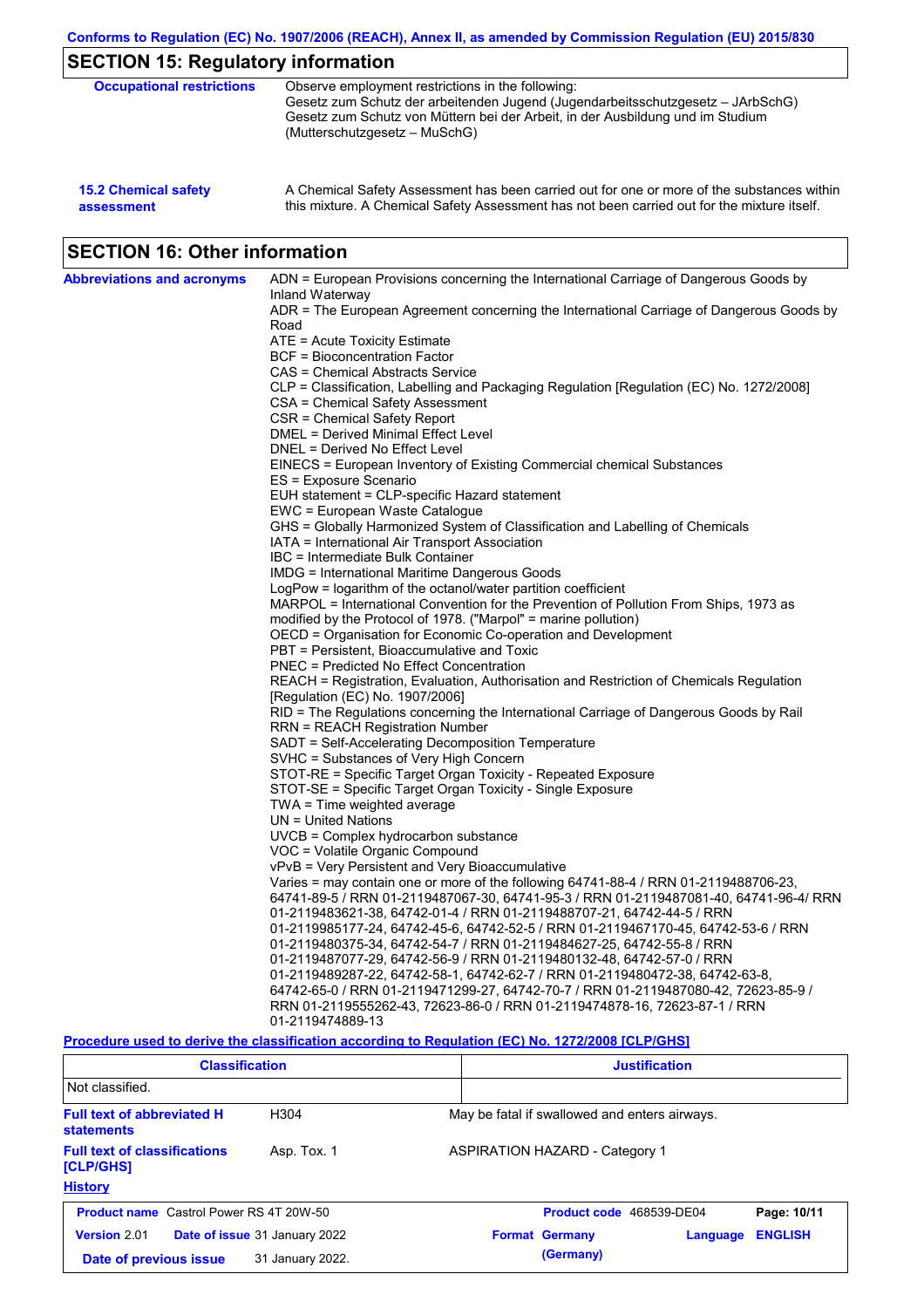## SECTION 15: Regulatory information

**Occupational restrictions**

Observe employment restrictions in the following:
Gesetz zum Schutz der arbeitenden Jugend (Jugendarbeitsschutzgesetz – JArbSchG)
Gesetz zum Schutz von Müttern bei der Arbeit, in der Ausbildung und im Studium (Mutterschutzgesetz – MuSchG)

**15.2 Chemical safety assessment**

A Chemical Safety Assessment has been carried out for one or more of the substances within this mixture. A Chemical Safety Assessment has not been carried out for the mixture itself.

## SECTION 16: Other information

**Abbreviations and acronyms**

ADN = European Provisions concerning the International Carriage of Dangerous Goods by Inland Waterway
ADR = The European Agreement concerning the International Carriage of Dangerous Goods by Road
ATE = Acute Toxicity Estimate
BCF = Bioconcentration Factor
CAS = Chemical Abstracts Service
CLP = Classification, Labelling and Packaging Regulation [Regulation (EC) No. 1272/2008]
CSA = Chemical Safety Assessment
CSR = Chemical Safety Report
DMEL = Derived Minimal Effect Level
DNEL = Derived No Effect Level
EINECS = European Inventory of Existing Commercial chemical Substances
ES = Exposure Scenario
EUH statement = CLP-specific Hazard statement
EWC = European Waste Catalogue
GHS = Globally Harmonized System of Classification and Labelling of Chemicals
IATA = International Air Transport Association
IBC = Intermediate Bulk Container
IMDG = International Maritime Dangerous Goods
LogPow = logarithm of the octanol/water partition coefficient
MARPOL = International Convention for the Prevention of Pollution From Ships, 1973 as modified by the Protocol of 1978. ("Marpol" = marine pollution)
OECD = Organisation for Economic Co-operation and Development
PBT = Persistent, Bioaccumulative and Toxic
PNEC = Predicted No Effect Concentration
REACH = Registration, Evaluation, Authorisation and Restriction of Chemicals Regulation [Regulation (EC) No. 1907/2006]
RID = The Regulations concerning the International Carriage of Dangerous Goods by Rail
RRN = REACH Registration Number
SADT = Self-Accelerating Decomposition Temperature
SVHC = Substances of Very High Concern
STOT-RE = Specific Target Organ Toxicity - Repeated Exposure
STOT-SE = Specific Target Organ Toxicity - Single Exposure
TWA = Time weighted average
UN = United Nations
UVCB = Complex hydrocarbon substance
VOC = Volatile Organic Compound
vPvB = Very Persistent and Very Bioaccumulative
Varies = may contain one or more of the following 64741-88-4 / RRN 01-2119488706-23, 64741-89-5 / RRN 01-2119487067-30, 64741-95-3 / RRN 01-2119487081-40, 64741-96-4/ RRN 01-2119483621-38, 64742-01-4 / RRN 01-2119488707-21, 64742-44-5 / RRN 01-2119985177-24, 64742-45-6, 64742-52-5 / RRN 01-2119467170-45, 64742-53-6 / RRN 01-2119480375-34, 64742-54-7 / RRN 01-2119484627-25, 64742-55-8 / RRN 01-2119487077-29, 64742-56-9 / RRN 01-2119480132-48, 64742-57-0 / RRN 01-2119489287-22, 64742-58-1, 64742-62-7 / RRN 01-2119480472-38, 64742-63-8, 64742-65-0 / RRN 01-2119471299-27, 64742-70-7 / RRN 01-2119487080-42, 72623-85-9 / RRN 01-2119555262-43, 72623-86-0 / RRN 01-2119474878-16, 72623-87-1 / RRN 01-2119474889-13

**Procedure used to derive the classification according to Regulation (EC) No. 1272/2008 [CLP/GHS]**

| Classification | Justification |
|---|---|
| Not classified. | |

**Full text of abbreviated H statements**

H304 — May be fatal if swallowed and enters airways.

**Full text of classifications [CLP/GHS]**

Asp. Tox. 1 — ASPIRATION HAZARD - Category 1

**History**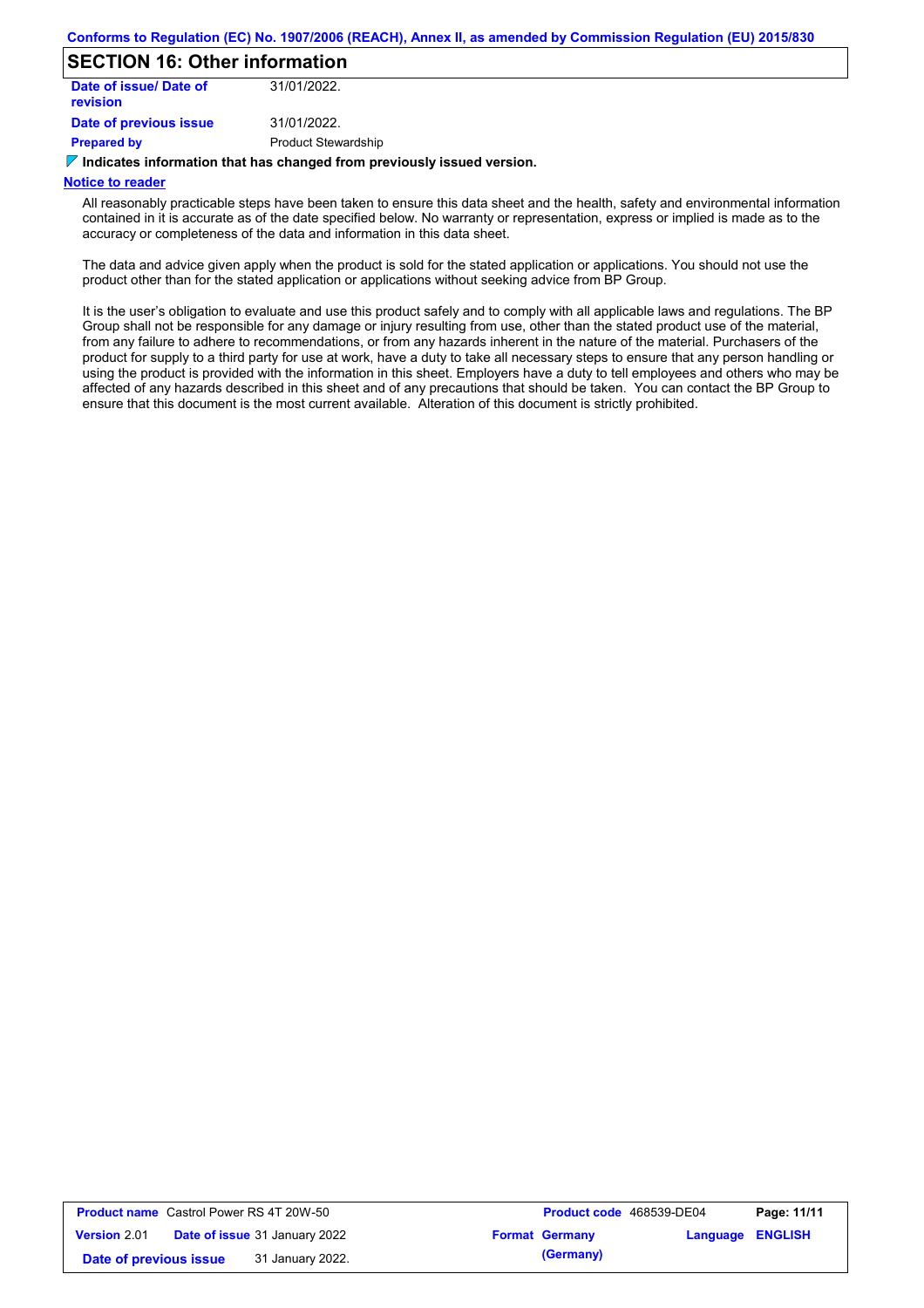## SECTION 16: Other information

| | |
|---|---|
| **Date of issue/ Date of revision** | 31/01/2022. |
| **Date of previous issue** | 31/01/2022. |
| **Prepared by** | Product Stewardship |

**Indicates information that has changed from previously issued version.**

**Notice to reader**

All reasonably practicable steps have been taken to ensure this data sheet and the health, safety and environmental information contained in it is accurate as of the date specified below. No warranty or representation, express or implied is made as to the accuracy or completeness of the data and information in this data sheet.

The data and advice given apply when the product is sold for the stated application or applications. You should not use the product other than for the stated application or applications without seeking advice from BP Group.

It is the user's obligation to evaluate and use this product safely and to comply with all applicable laws and regulations. The BP Group shall not be responsible for any damage or injury resulting from use, other than the stated product use of the material, from any failure to adhere to recommendations, or from any hazards inherent in the nature of the material. Purchasers of the product for supply to a third party for use at work, have a duty to take all necessary steps to ensure that any person handling or using the product is provided with the information in this sheet. Employers have a duty to tell employees and others who may be affected of any hazards described in this sheet and of any precautions that should be taken. You can contact the BP Group to ensure that this document is the most current available. Alteration of this document is strictly prohibited.